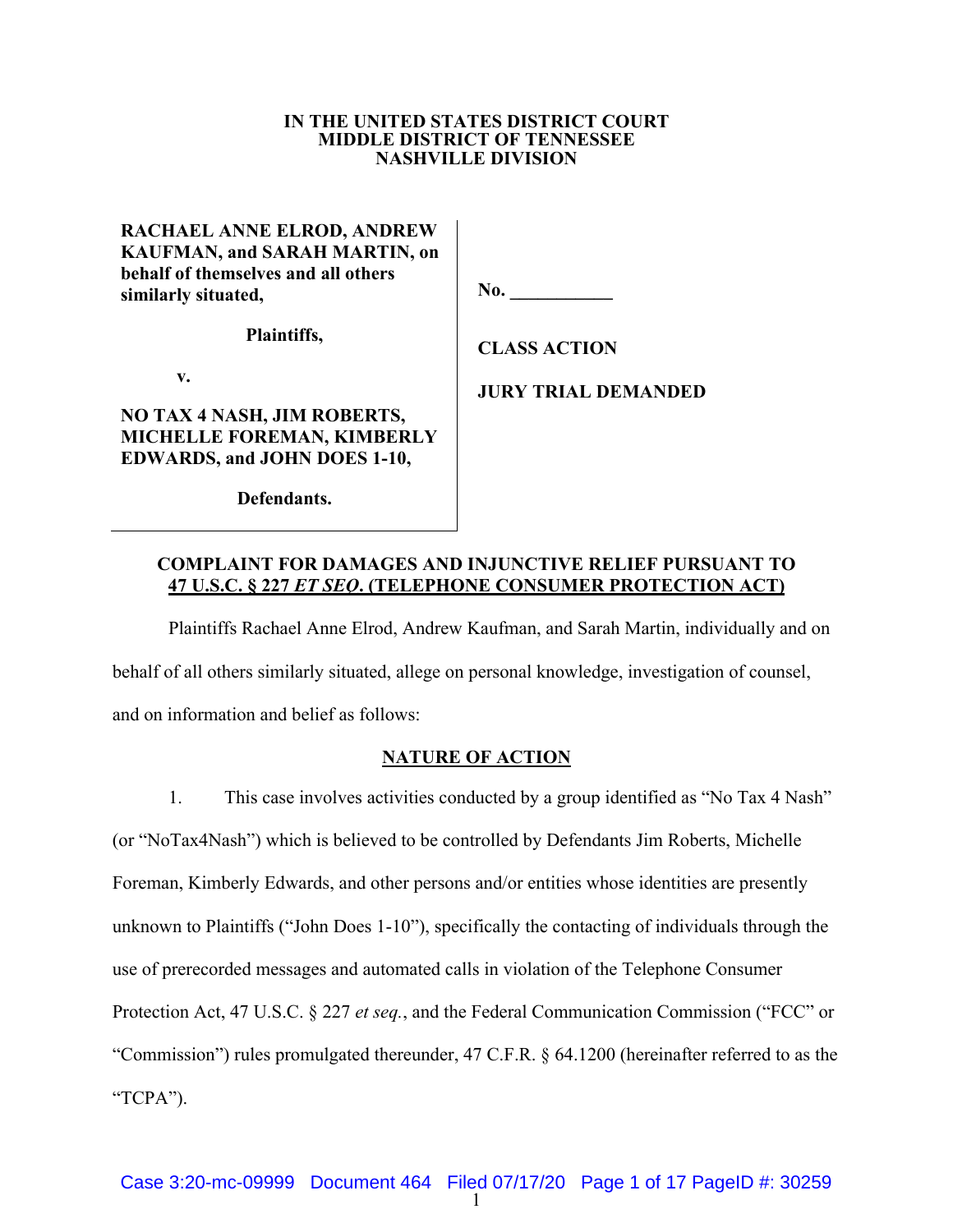**IN THE UNITED STATES DISTRICT COURT**
**MIDDLE DISTRICT OF TENNESSEE**
**NASHVILLE DIVISION**

| | |
|---|---|
| **RACHAEL ANNE ELROD, ANDREW KAUFMAN, and SARAH MARTIN, on behalf of themselves and all others similarly situated,** | **No. \_\_\_\_\_\_\_\_\_\_\_** |
| **Plaintiffs,** | **CLASS ACTION** |
| **v.** | **JURY TRIAL DEMANDED** |
| **NO TAX 4 NASH, JIM ROBERTS, MICHELLE FOREMAN, KIMBERLY EDWARDS, and JOHN DOES 1-10,** | |
| **Defendants.** | |

**COMPLAINT FOR DAMAGES AND INJUNCTIVE RELIEF PURSUANT TO <u>47 U.S.C. § 227 *ET SEQ*. (TELEPHONE CONSUMER PROTECTION ACT)</u>**

Plaintiffs Rachael Anne Elrod, Andrew Kaufman, and Sarah Martin, individually and on behalf of all others similarly situated, allege on personal knowledge, investigation of counsel, and on information and belief as follows:

## <u>NATURE OF ACTION</u>

1. This case involves activities conducted by a group identified as "No Tax 4 Nash" (or "NoTax4Nash") which is believed to be controlled by Defendants Jim Roberts, Michelle Foreman, Kimberly Edwards, and other persons and/or entities whose identities are presently unknown to Plaintiffs ("John Does 1-10"), specifically the contacting of individuals through the use of prerecorded messages and automated calls in violation of the Telephone Consumer Protection Act, 47 U.S.C. § 227 *et seq.*, and the Federal Communication Commission ("FCC" or "Commission") rules promulgated thereunder, 47 C.F.R. § 64.1200 (hereinafter referred to as the "TCPA").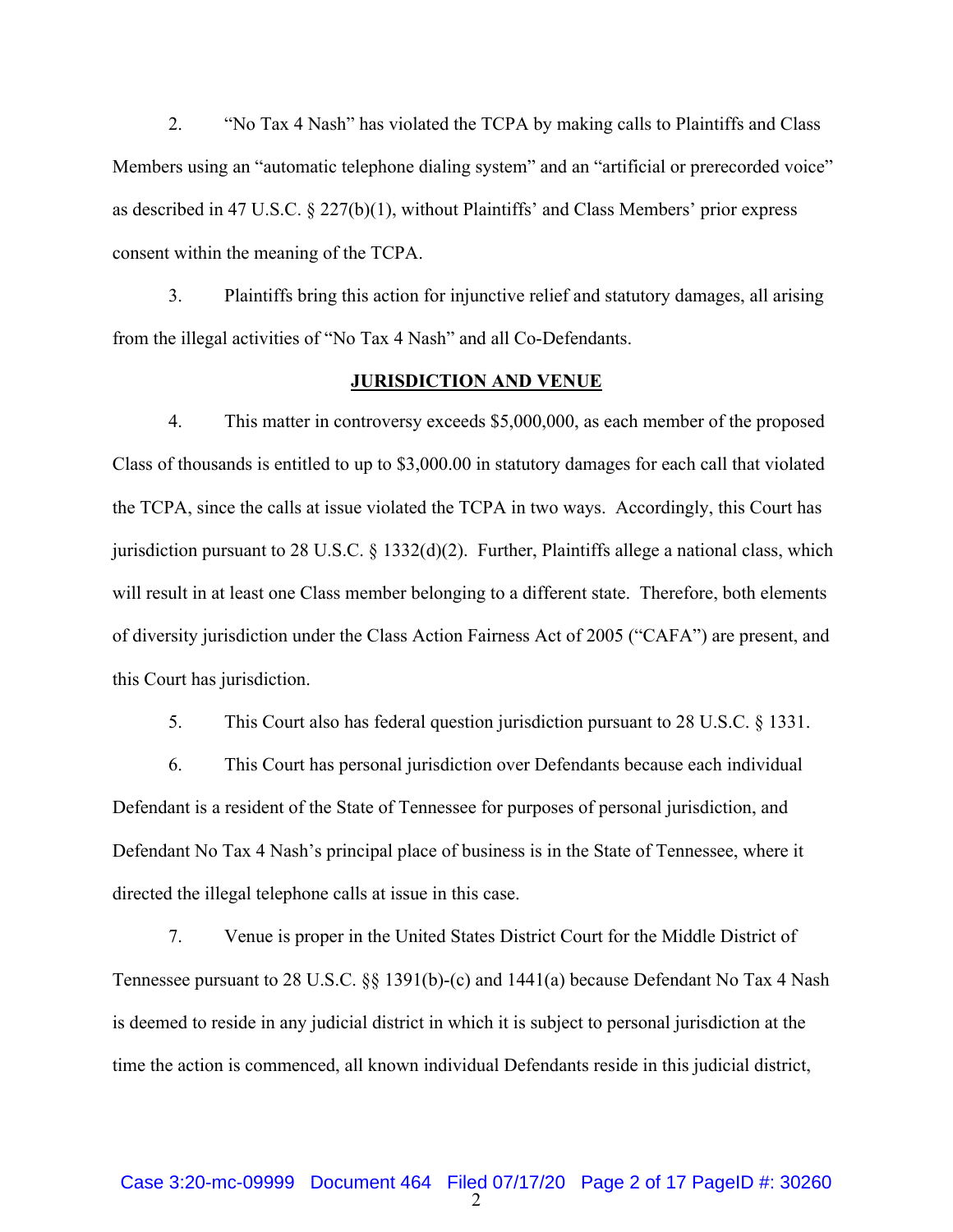2. "No Tax 4 Nash" has violated the TCPA by making calls to Plaintiffs and Class Members using an "automatic telephone dialing system" and an "artificial or prerecorded voice" as described in 47 U.S.C. § 227(b)(1), without Plaintiffs' and Class Members' prior express consent within the meaning of the TCPA.

3. Plaintiffs bring this action for injunctive relief and statutory damages, all arising from the illegal activities of "No Tax 4 Nash" and all Co-Defendants.

## JURISDICTION AND VENUE

4. This matter in controversy exceeds $5,000,000, as each member of the proposed Class of thousands is entitled to up to $3,000.00 in statutory damages for each call that violated the TCPA, since the calls at issue violated the TCPA in two ways. Accordingly, this Court has jurisdiction pursuant to 28 U.S.C. § 1332(d)(2). Further, Plaintiffs allege a national class, which will result in at least one Class member belonging to a different state. Therefore, both elements of diversity jurisdiction under the Class Action Fairness Act of 2005 ("CAFA") are present, and this Court has jurisdiction.

5. This Court also has federal question jurisdiction pursuant to 28 U.S.C. § 1331.

6. This Court has personal jurisdiction over Defendants because each individual Defendant is a resident of the State of Tennessee for purposes of personal jurisdiction, and Defendant No Tax 4 Nash's principal place of business is in the State of Tennessee, where it directed the illegal telephone calls at issue in this case.

7. Venue is proper in the United States District Court for the Middle District of Tennessee pursuant to 28 U.S.C. §§ 1391(b)-(c) and 1441(a) because Defendant No Tax 4 Nash is deemed to reside in any judicial district in which it is subject to personal jurisdiction at the time the action is commenced, all known individual Defendants reside in this judicial district,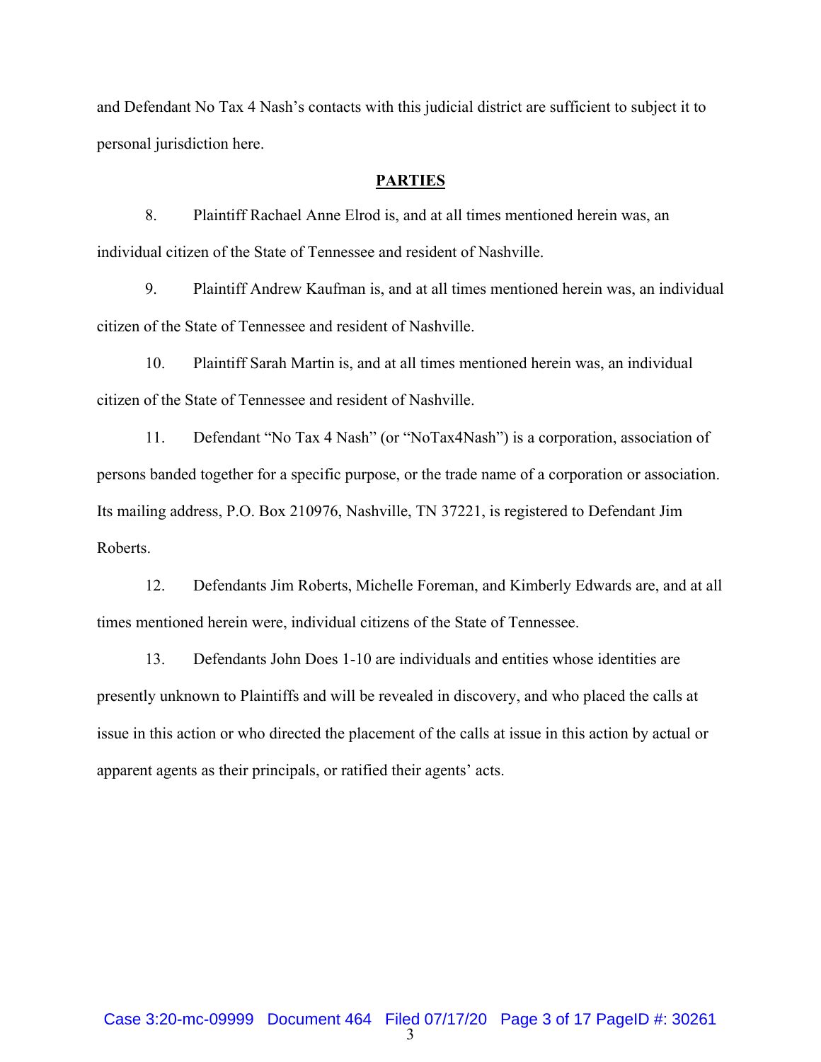and Defendant No Tax 4 Nash's contacts with this judicial district are sufficient to subject it to personal jurisdiction here.

## PARTIES

8. Plaintiff Rachael Anne Elrod is, and at all times mentioned herein was, an individual citizen of the State of Tennessee and resident of Nashville.

9. Plaintiff Andrew Kaufman is, and at all times mentioned herein was, an individual citizen of the State of Tennessee and resident of Nashville.

10. Plaintiff Sarah Martin is, and at all times mentioned herein was, an individual citizen of the State of Tennessee and resident of Nashville.

11. Defendant "No Tax 4 Nash" (or "NoTax4Nash") is a corporation, association of persons banded together for a specific purpose, or the trade name of a corporation or association. Its mailing address, P.O. Box 210976, Nashville, TN 37221, is registered to Defendant Jim Roberts.

12. Defendants Jim Roberts, Michelle Foreman, and Kimberly Edwards are, and at all times mentioned herein were, individual citizens of the State of Tennessee.

13. Defendants John Does 1-10 are individuals and entities whose identities are presently unknown to Plaintiffs and will be revealed in discovery, and who placed the calls at issue in this action or who directed the placement of the calls at issue in this action by actual or apparent agents as their principals, or ratified their agents' acts.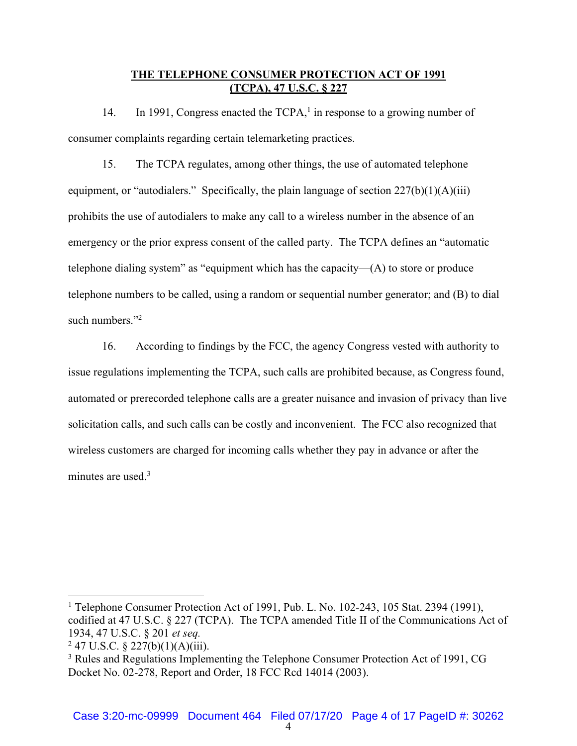**THE TELEPHONE CONSUMER PROTECTION ACT OF 1991 (TCPA), 47 U.S.C. § 227**

14. In 1991, Congress enacted the TCPA,[1] in response to a growing number of consumer complaints regarding certain telemarketing practices.

15. The TCPA regulates, among other things, the use of automated telephone equipment, or "autodialers." Specifically, the plain language of section 227(b)(1)(A)(iii) prohibits the use of autodialers to make any call to a wireless number in the absence of an emergency or the prior express consent of the called party. The TCPA defines an "automatic telephone dialing system" as "equipment which has the capacity—(A) to store or produce telephone numbers to be called, using a random or sequential number generator; and (B) to dial such numbers."[2]

16. According to findings by the FCC, the agency Congress vested with authority to issue regulations implementing the TCPA, such calls are prohibited because, as Congress found, automated or prerecorded telephone calls are a greater nuisance and invasion of privacy than live solicitation calls, and such calls can be costly and inconvenient. The FCC also recognized that wireless customers are charged for incoming calls whether they pay in advance or after the minutes are used.[3]

---

[1] Telephone Consumer Protection Act of 1991, Pub. L. No. 102-243, 105 Stat. 2394 (1991), codified at 47 U.S.C. § 227 (TCPA). The TCPA amended Title II of the Communications Act of 1934, 47 U.S.C. § 201 *et seq.*

[2] 47 U.S.C. § 227(b)(1)(A)(iii).

[3] Rules and Regulations Implementing the Telephone Consumer Protection Act of 1991, CG Docket No. 02-278, Report and Order, 18 FCC Rcd 14014 (2003).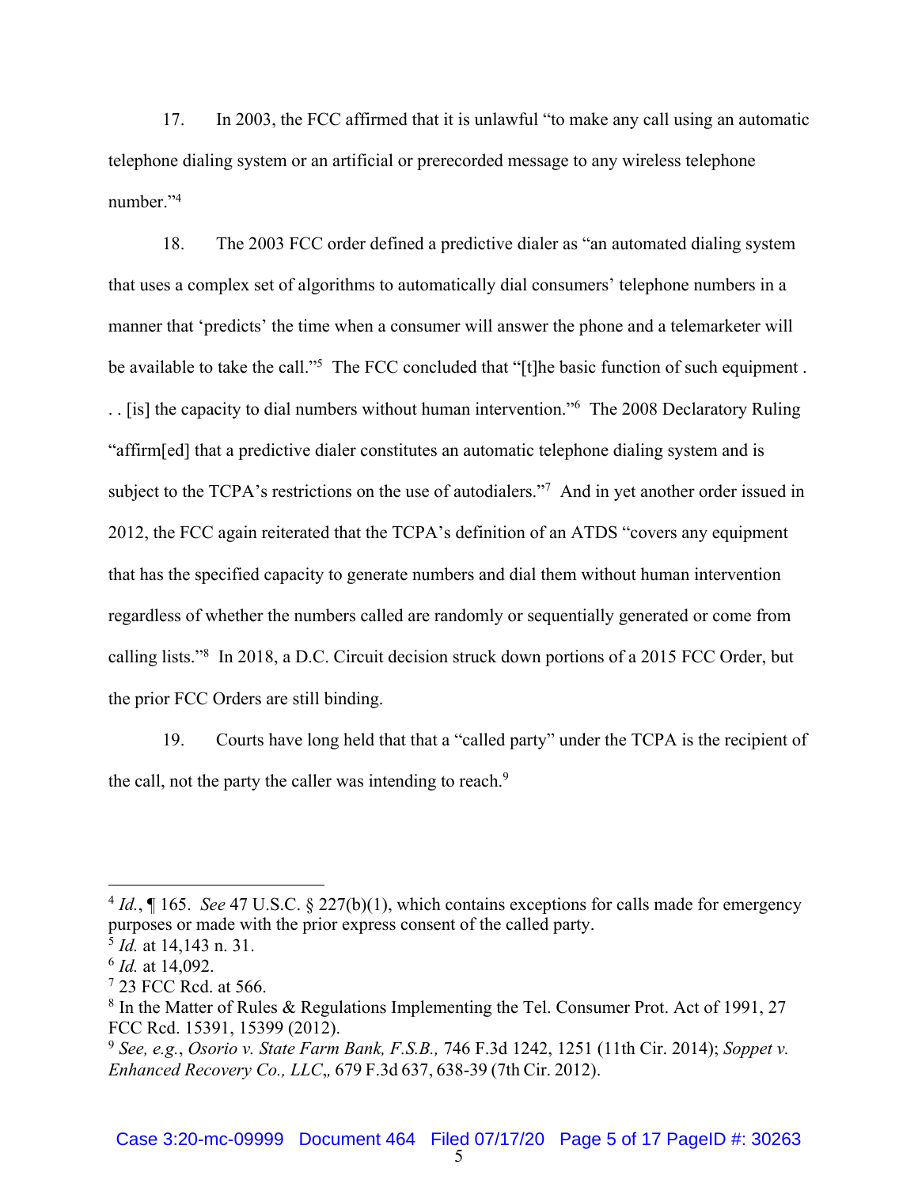17. In 2003, the FCC affirmed that it is unlawful "to make any call using an automatic telephone dialing system or an artificial or prerecorded message to any wireless telephone number."[4]

18. The 2003 FCC order defined a predictive dialer as "an automated dialing system that uses a complex set of algorithms to automatically dial consumers' telephone numbers in a manner that 'predicts' the time when a consumer will answer the phone and a telemarketer will be available to take the call."[5] The FCC concluded that "[t]he basic function of such equipment . . . [is] the capacity to dial numbers without human intervention."[6] The 2008 Declaratory Ruling "affirm[ed] that a predictive dialer constitutes an automatic telephone dialing system and is subject to the TCPA's restrictions on the use of autodialers."[7] And in yet another order issued in 2012, the FCC again reiterated that the TCPA's definition of an ATDS "covers any equipment that has the specified capacity to generate numbers and dial them without human intervention regardless of whether the numbers called are randomly or sequentially generated or come from calling lists."[8] In 2018, a D.C. Circuit decision struck down portions of a 2015 FCC Order, but the prior FCC Orders are still binding.

19. Courts have long held that that a "called party" under the TCPA is the recipient of the call, not the party the caller was intending to reach.[9]

---

[4] *Id.*, ¶ 165. *See* 47 U.S.C. § 227(b)(1), which contains exceptions for calls made for emergency purposes or made with the prior express consent of the called party.

[5] *Id.* at 14,143 n. 31.

[6] *Id.* at 14,092.

[7] 23 FCC Rcd. at 566.

[8] In the Matter of Rules & Regulations Implementing the Tel. Consumer Prot. Act of 1991, 27 FCC Rcd. 15391, 15399 (2012).

[9] *See, e.g.*, *Osorio v. State Farm Bank, F.S.B.,* 746 F.3d 1242, 1251 (11th Cir. 2014); *Soppet v. Enhanced Recovery Co., LLC,,* 679 F.3d 637, 638-39 (7th Cir. 2012).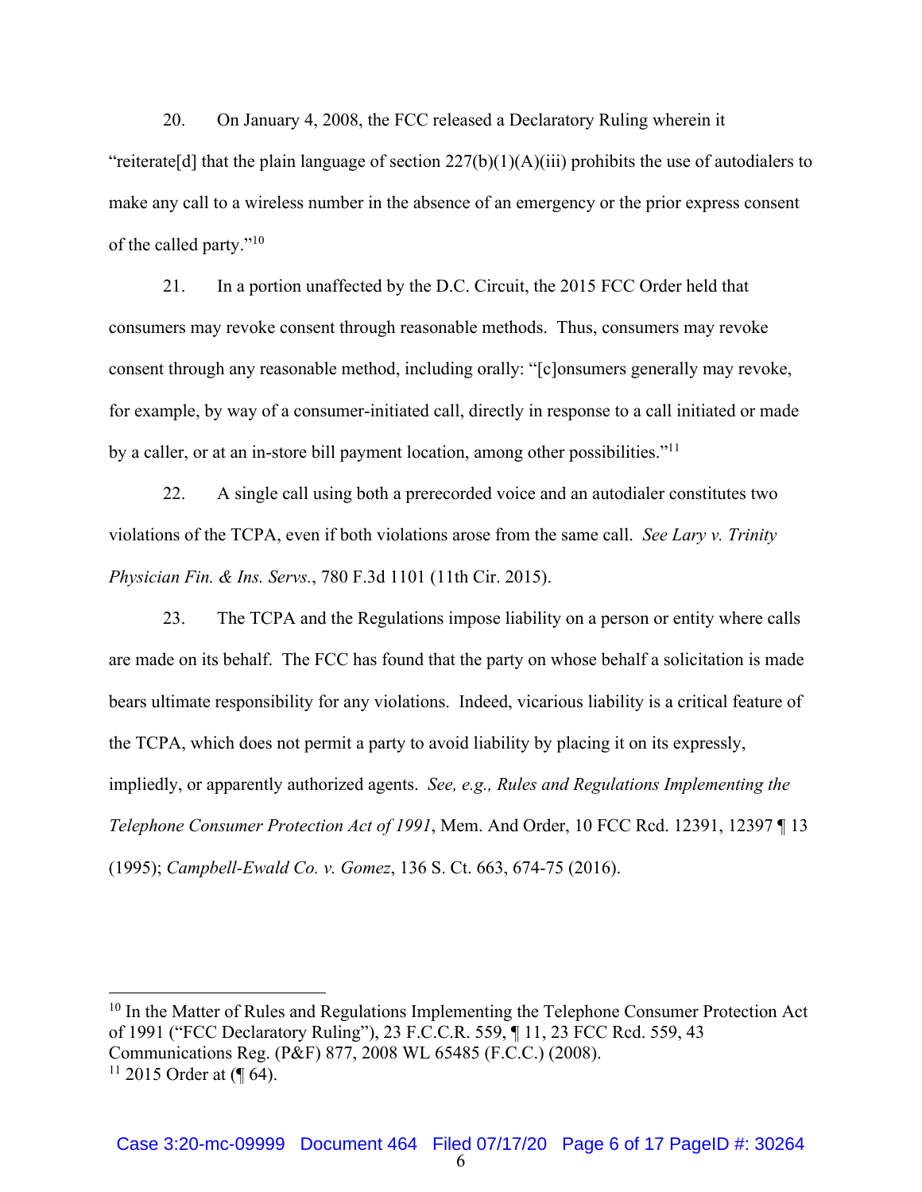20. On January 4, 2008, the FCC released a Declaratory Ruling wherein it "reiterate[d] that the plain language of section 227(b)(1)(A)(iii) prohibits the use of autodialers to make any call to a wireless number in the absence of an emergency or the prior express consent of the called party."[10]

21. In a portion unaffected by the D.C. Circuit, the 2015 FCC Order held that consumers may revoke consent through reasonable methods. Thus, consumers may revoke consent through any reasonable method, including orally: "[c]onsumers generally may revoke, for example, by way of a consumer-initiated call, directly in response to a call initiated or made by a caller, or at an in-store bill payment location, among other possibilities."[11]

22. A single call using both a prerecorded voice and an autodialer constitutes two violations of the TCPA, even if both violations arose from the same call. *See Lary v. Trinity Physician Fin. & Ins. Servs.*, 780 F.3d 1101 (11th Cir. 2015).

23. The TCPA and the Regulations impose liability on a person or entity where calls are made on its behalf. The FCC has found that the party on whose behalf a solicitation is made bears ultimate responsibility for any violations. Indeed, vicarious liability is a critical feature of the TCPA, which does not permit a party to avoid liability by placing it on its expressly, impliedly, or apparently authorized agents. *See, e.g., Rules and Regulations Implementing the Telephone Consumer Protection Act of 1991*, Mem. And Order, 10 FCC Rcd. 12391, 12397 ¶ 13 (1995); *Campbell-Ewald Co. v. Gomez*, 136 S. Ct. 663, 674-75 (2016).

---

[10] In the Matter of Rules and Regulations Implementing the Telephone Consumer Protection Act of 1991 ("FCC Declaratory Ruling"), 23 F.C.C.R. 559, ¶ 11, 23 FCC Rcd. 559, 43 Communications Reg. (P&F) 877, 2008 WL 65485 (F.C.C.) (2008).

[11] 2015 Order at (¶ 64).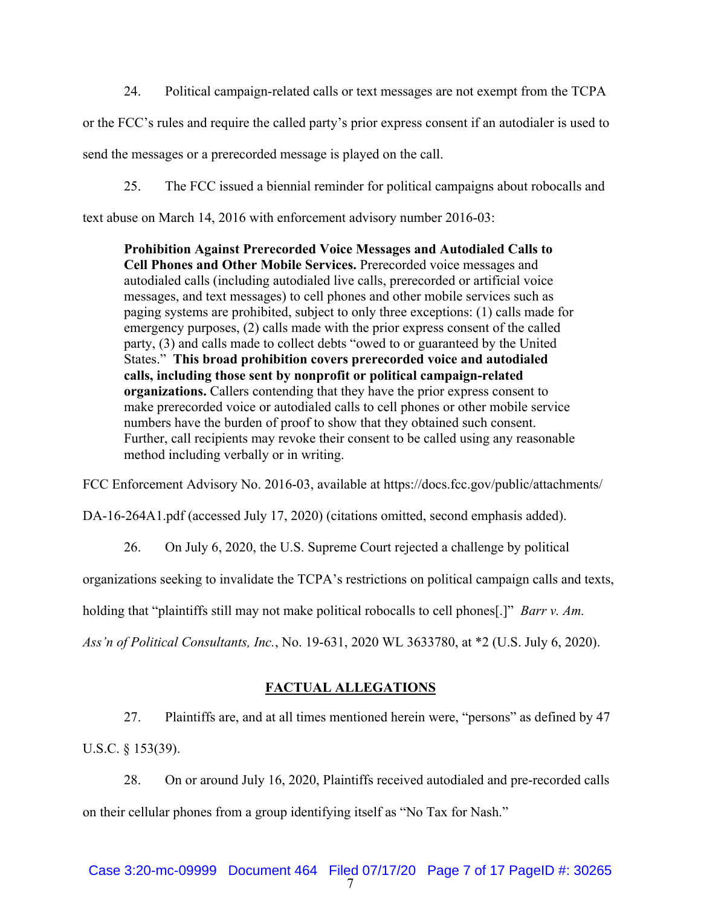24. Political campaign-related calls or text messages are not exempt from the TCPA or the FCC's rules and require the called party's prior express consent if an autodialer is used to send the messages or a prerecorded message is played on the call.

25. The FCC issued a biennial reminder for political campaigns about robocalls and text abuse on March 14, 2016 with enforcement advisory number 2016-03:

> **Prohibition Against Prerecorded Voice Messages and Autodialed Calls to Cell Phones and Other Mobile Services.** Prerecorded voice messages and autodialed calls (including autodialed live calls, prerecorded or artificial voice messages, and text messages) to cell phones and other mobile services such as paging systems are prohibited, subject to only three exceptions: (1) calls made for emergency purposes, (2) calls made with the prior express consent of the called party, (3) and calls made to collect debts "owed to or guaranteed by the United States." **This broad prohibition covers prerecorded voice and autodialed calls, including those sent by nonprofit or political campaign-related organizations.** Callers contending that they have the prior express consent to make prerecorded voice or autodialed calls to cell phones or other mobile service numbers have the burden of proof to show that they obtained such consent. Further, call recipients may revoke their consent to be called using any reasonable method including verbally or in writing.

FCC Enforcement Advisory No. 2016-03, available at https://docs.fcc.gov/public/attachments/DA-16-264A1.pdf (accessed July 17, 2020) (citations omitted, second emphasis added).

26. On July 6, 2020, the U.S. Supreme Court rejected a challenge by political organizations seeking to invalidate the TCPA's restrictions on political campaign calls and texts, holding that "plaintiffs still may not make political robocalls to cell phones[.]" *Barr v. Am. Ass'n of Political Consultants, Inc.*, No. 19-631, 2020 WL 3633780, at *2 (U.S. July 6, 2020).

## FACTUAL ALLEGATIONS

27. Plaintiffs are, and at all times mentioned herein were, "persons" as defined by 47 U.S.C. § 153(39).

28. On or around July 16, 2020, Plaintiffs received autodialed and pre-recorded calls on their cellular phones from a group identifying itself as "No Tax for Nash."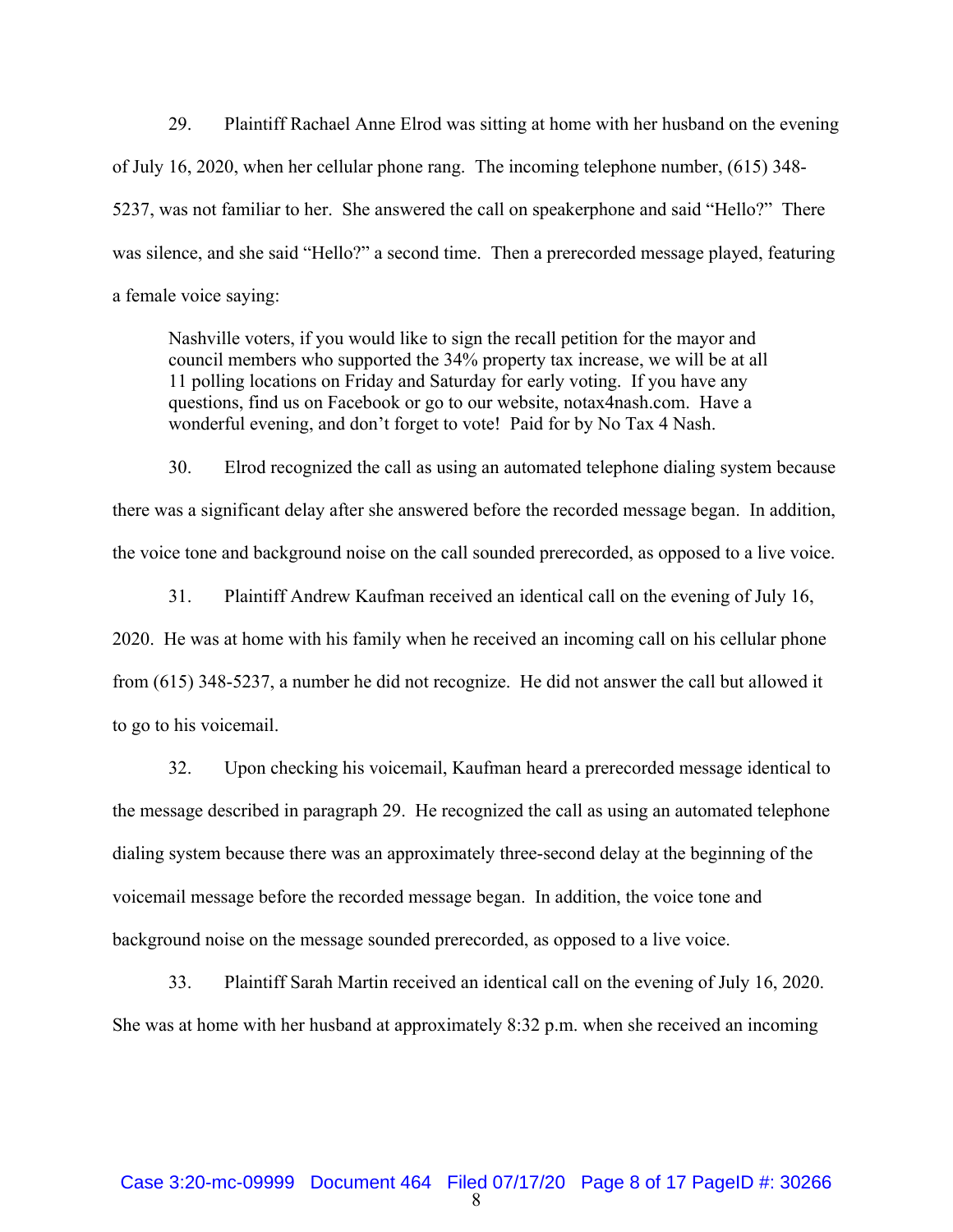29. Plaintiff Rachael Anne Elrod was sitting at home with her husband on the evening of July 16, 2020, when her cellular phone rang. The incoming telephone number, (615) 348-5237, was not familiar to her. She answered the call on speakerphone and said "Hello?" There was silence, and she said "Hello?" a second time. Then a prerecorded message played, featuring a female voice saying:

> Nashville voters, if you would like to sign the recall petition for the mayor and council members who supported the 34% property tax increase, we will be at all 11 polling locations on Friday and Saturday for early voting. If you have any questions, find us on Facebook or go to our website, notax4nash.com. Have a wonderful evening, and don't forget to vote! Paid for by No Tax 4 Nash.

30. Elrod recognized the call as using an automated telephone dialing system because there was a significant delay after she answered before the recorded message began. In addition, the voice tone and background noise on the call sounded prerecorded, as opposed to a live voice.

31. Plaintiff Andrew Kaufman received an identical call on the evening of July 16, 2020. He was at home with his family when he received an incoming call on his cellular phone from (615) 348-5237, a number he did not recognize. He did not answer the call but allowed it to go to his voicemail.

32. Upon checking his voicemail, Kaufman heard a prerecorded message identical to the message described in paragraph 29. He recognized the call as using an automated telephone dialing system because there was an approximately three-second delay at the beginning of the voicemail message before the recorded message began. In addition, the voice tone and background noise on the message sounded prerecorded, as opposed to a live voice.

33. Plaintiff Sarah Martin received an identical call on the evening of July 16, 2020. She was at home with her husband at approximately 8:32 p.m. when she received an incoming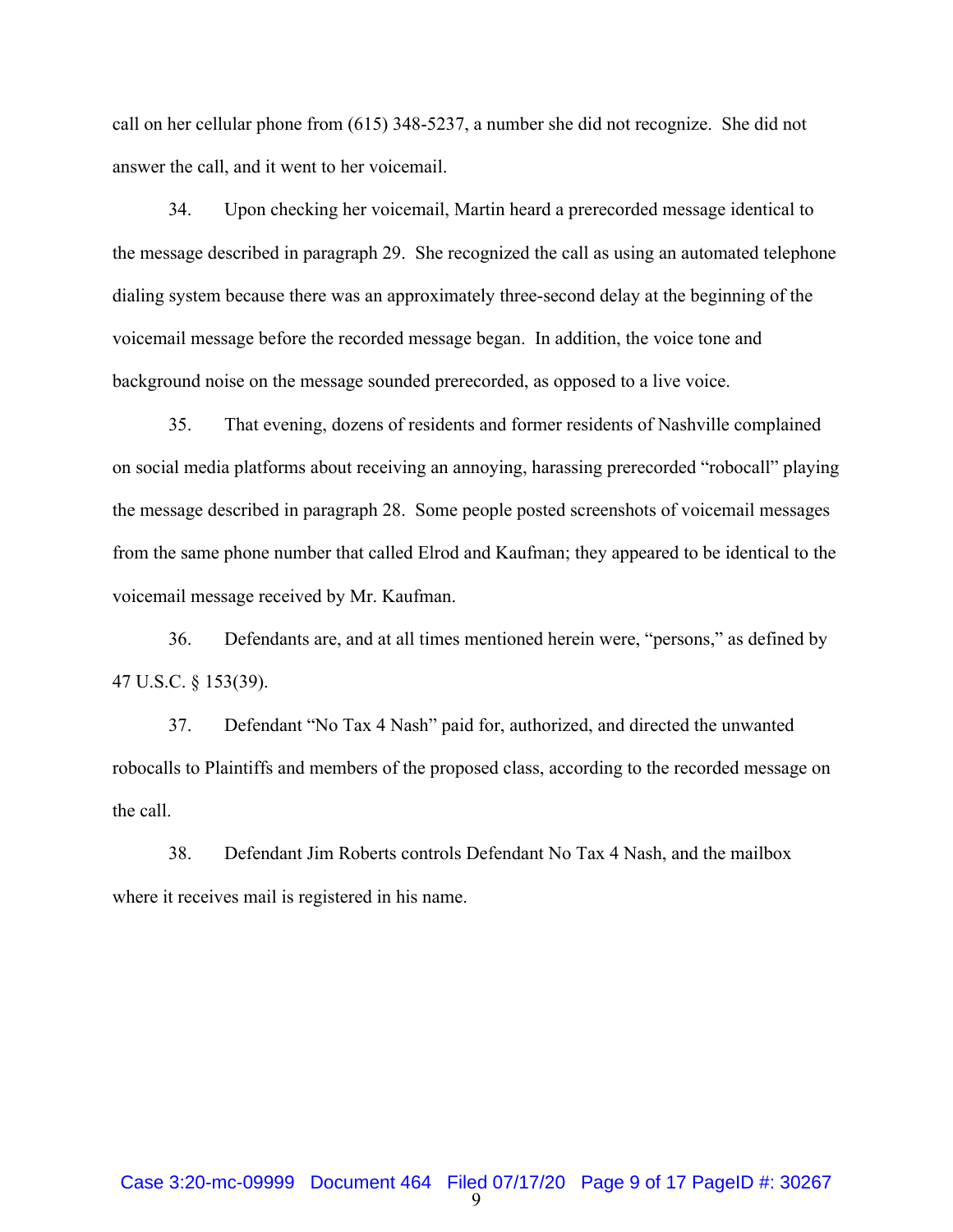call on her cellular phone from (615) 348-5237, a number she did not recognize. She did not answer the call, and it went to her voicemail.

34. Upon checking her voicemail, Martin heard a prerecorded message identical to the message described in paragraph 29. She recognized the call as using an automated telephone dialing system because there was an approximately three-second delay at the beginning of the voicemail message before the recorded message began. In addition, the voice tone and background noise on the message sounded prerecorded, as opposed to a live voice.

35. That evening, dozens of residents and former residents of Nashville complained on social media platforms about receiving an annoying, harassing prerecorded "robocall" playing the message described in paragraph 28. Some people posted screenshots of voicemail messages from the same phone number that called Elrod and Kaufman; they appeared to be identical to the voicemail message received by Mr. Kaufman.

36. Defendants are, and at all times mentioned herein were, "persons," as defined by 47 U.S.C. § 153(39).

37. Defendant "No Tax 4 Nash" paid for, authorized, and directed the unwanted robocalls to Plaintiffs and members of the proposed class, according to the recorded message on the call.

38. Defendant Jim Roberts controls Defendant No Tax 4 Nash, and the mailbox where it receives mail is registered in his name.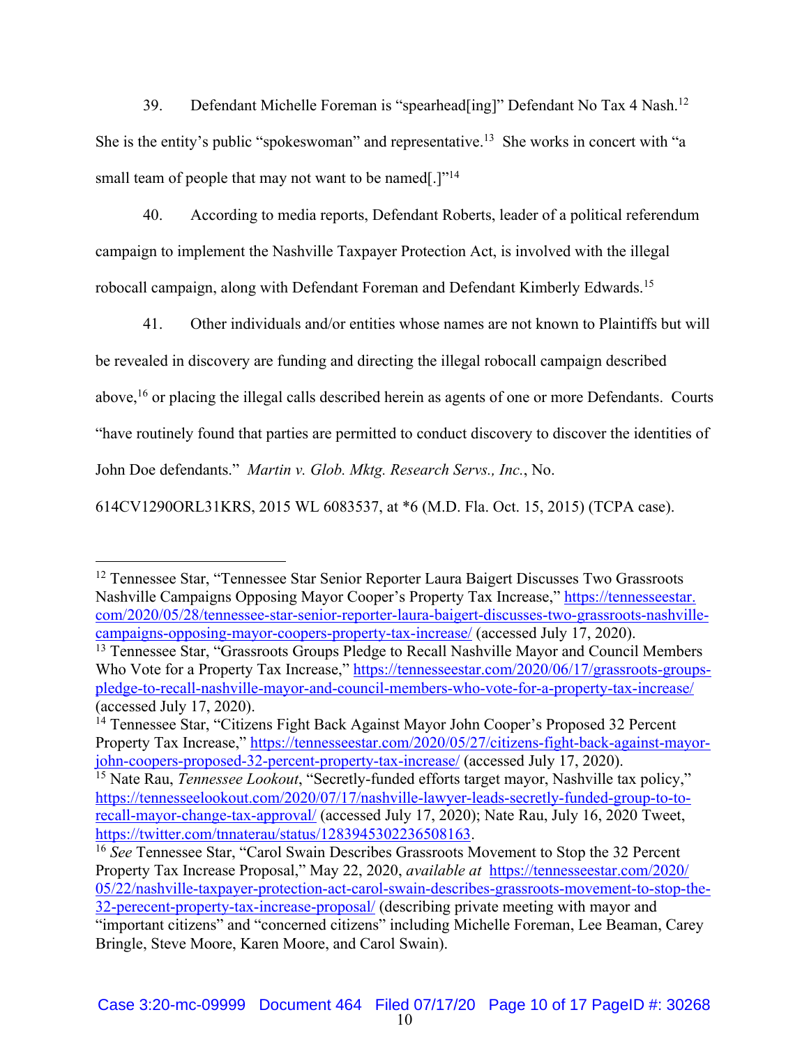39. Defendant Michelle Foreman is "spearhead[ing]" Defendant No Tax 4 Nash.[12] She is the entity's public "spokeswoman" and representative.[13] She works in concert with "a small team of people that may not want to be named[.]"[14]

40. According to media reports, Defendant Roberts, leader of a political referendum campaign to implement the Nashville Taxpayer Protection Act, is involved with the illegal robocall campaign, along with Defendant Foreman and Defendant Kimberly Edwards.[15]

41. Other individuals and/or entities whose names are not known to Plaintiffs but will be revealed in discovery are funding and directing the illegal robocall campaign described above,[16] or placing the illegal calls described herein as agents of one or more Defendants. Courts "have routinely found that parties are permitted to conduct discovery to discover the identities of John Doe defendants." *Martin v. Glob. Mktg. Research Servs., Inc.*, No. 614CV1290ORL31KRS, 2015 WL 6083537, at *6 (M.D. Fla. Oct. 15, 2015) (TCPA case).

---

[12] Tennessee Star, "Tennessee Star Senior Reporter Laura Baigert Discusses Two Grassroots Nashville Campaigns Opposing Mayor Cooper's Property Tax Increase," https://tennesseestar.com/2020/05/28/tennessee-star-senior-reporter-laura-baigert-discusses-two-grassroots-nashville-campaigns-opposing-mayor-coopers-property-tax-increase/ (accessed July 17, 2020).

[13] Tennessee Star, "Grassroots Groups Pledge to Recall Nashville Mayor and Council Members Who Vote for a Property Tax Increase," https://tennesseestar.com/2020/06/17/grassroots-groups-pledge-to-recall-nashville-mayor-and-council-members-who-vote-for-a-property-tax-increase/ (accessed July 17, 2020).

[14] Tennessee Star, "Citizens Fight Back Against Mayor John Cooper's Proposed 32 Percent Property Tax Increase," https://tennesseestar.com/2020/05/27/citizens-fight-back-against-mayor-john-coopers-proposed-32-percent-property-tax-increase/ (accessed July 17, 2020).

[15] Nate Rau, *Tennessee Lookout*, "Secretly-funded efforts target mayor, Nashville tax policy," https://tennesseelookout.com/2020/07/17/nashville-lawyer-leads-secretly-funded-group-to-to-recall-mayor-change-tax-approval/ (accessed July 17, 2020); Nate Rau, July 16, 2020 Tweet, https://twitter.com/tnnaterau/status/1283945302236508163.

[16] *See* Tennessee Star, "Carol Swain Describes Grassroots Movement to Stop the 32 Percent Property Tax Increase Proposal," May 22, 2020, *available at* https://tennesseestar.com/2020/05/22/nashville-taxpayer-protection-act-carol-swain-describes-grassroots-movement-to-stop-the-32-perecent-property-tax-increase-proposal/ (describing private meeting with mayor and "important citizens" and "concerned citizens" including Michelle Foreman, Lee Beaman, Carey Bringle, Steve Moore, Karen Moore, and Carol Swain).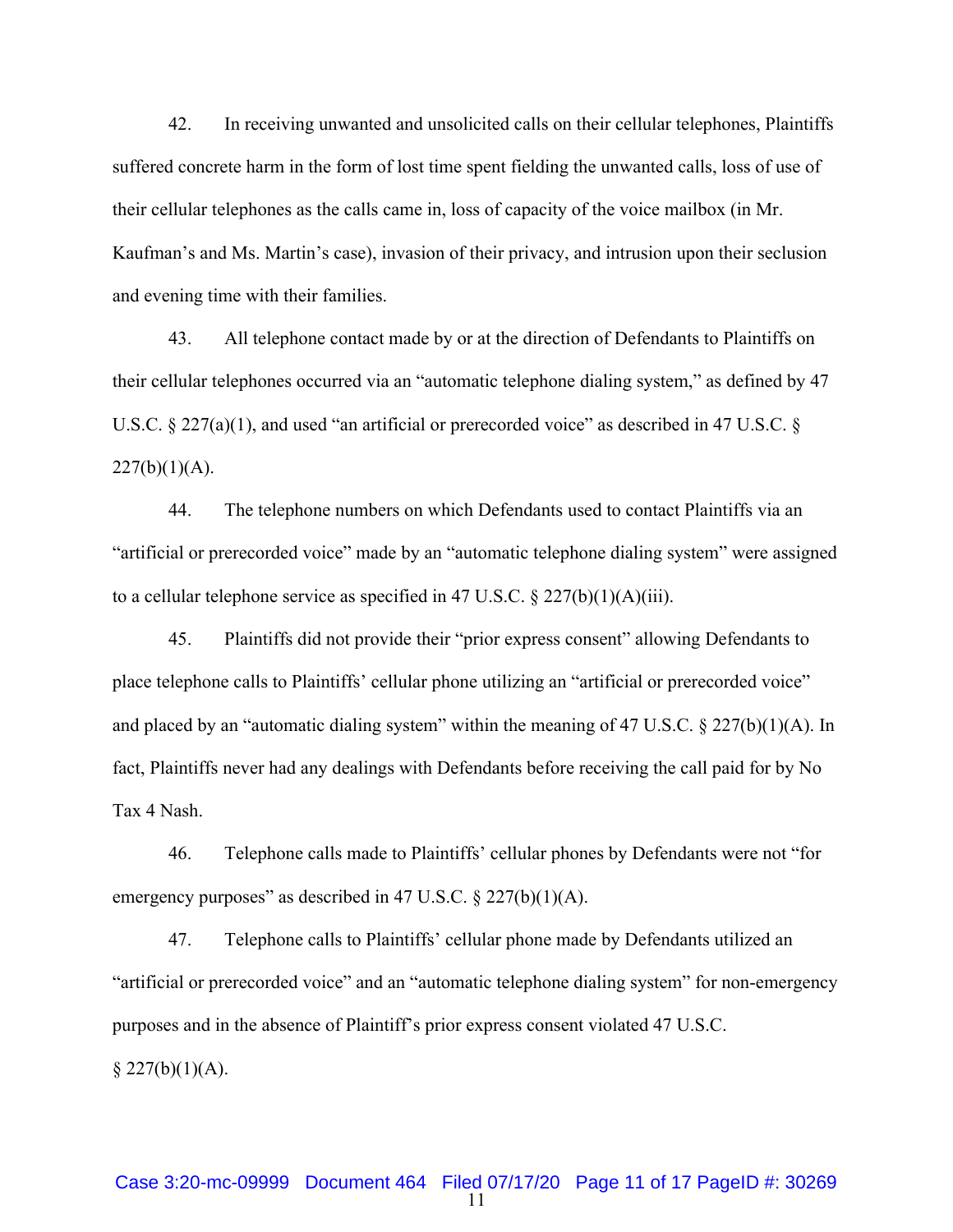42. In receiving unwanted and unsolicited calls on their cellular telephones, Plaintiffs suffered concrete harm in the form of lost time spent fielding the unwanted calls, loss of use of their cellular telephones as the calls came in, loss of capacity of the voice mailbox (in Mr. Kaufman's and Ms. Martin's case), invasion of their privacy, and intrusion upon their seclusion and evening time with their families.

43. All telephone contact made by or at the direction of Defendants to Plaintiffs on their cellular telephones occurred via an "automatic telephone dialing system," as defined by 47 U.S.C. § 227(a)(1), and used "an artificial or prerecorded voice" as described in 47 U.S.C. § 227(b)(1)(A).

44. The telephone numbers on which Defendants used to contact Plaintiffs via an "artificial or prerecorded voice" made by an "automatic telephone dialing system" were assigned to a cellular telephone service as specified in 47 U.S.C. § 227(b)(1)(A)(iii).

45. Plaintiffs did not provide their "prior express consent" allowing Defendants to place telephone calls to Plaintiffs' cellular phone utilizing an "artificial or prerecorded voice" and placed by an "automatic dialing system" within the meaning of 47 U.S.C. § 227(b)(1)(A). In fact, Plaintiffs never had any dealings with Defendants before receiving the call paid for by No Tax 4 Nash.

46. Telephone calls made to Plaintiffs' cellular phones by Defendants were not "for emergency purposes" as described in 47 U.S.C. § 227(b)(1)(A).

47. Telephone calls to Plaintiffs' cellular phone made by Defendants utilized an "artificial or prerecorded voice" and an "automatic telephone dialing system" for non-emergency purposes and in the absence of Plaintiff's prior express consent violated 47 U.S.C. § 227(b)(1)(A).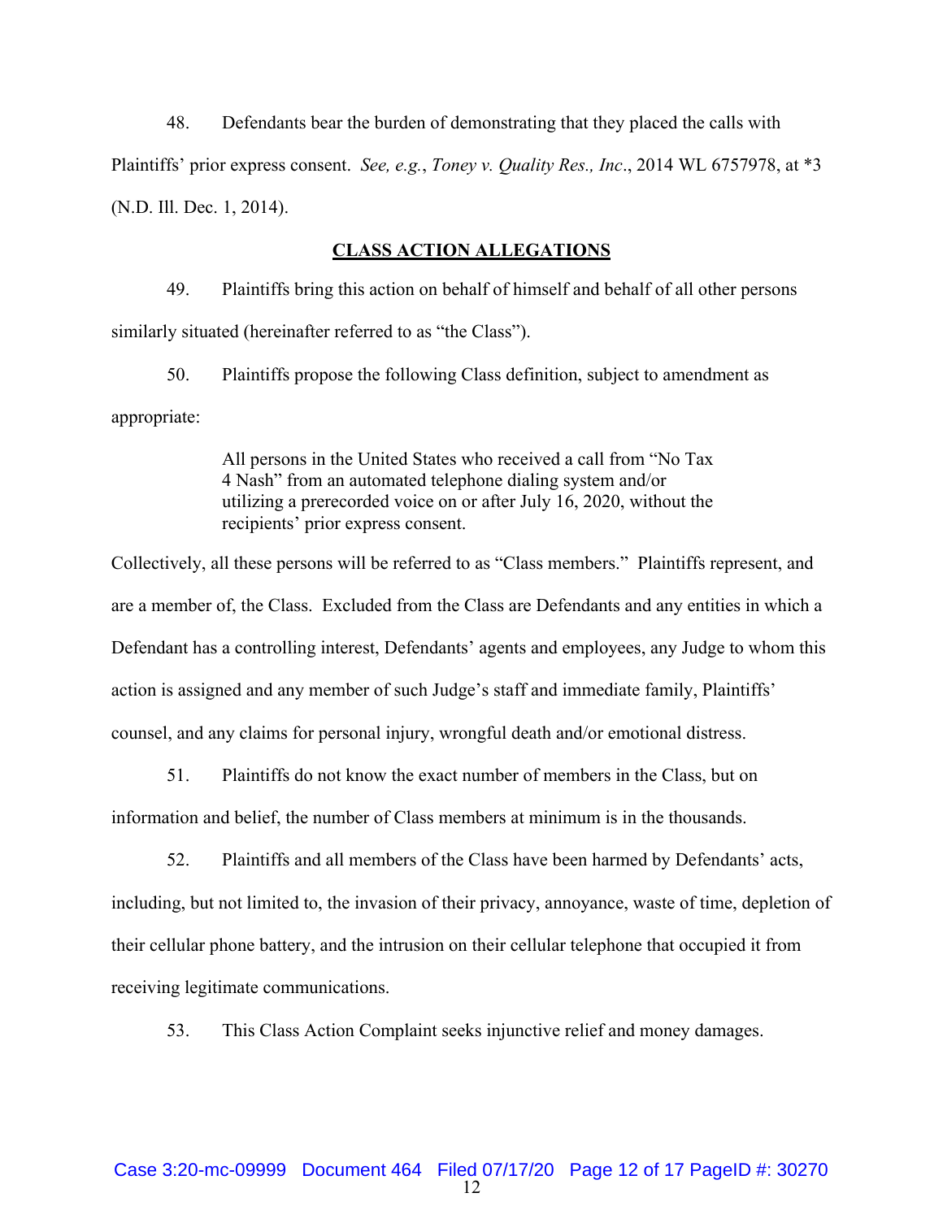48. Defendants bear the burden of demonstrating that they placed the calls with Plaintiffs' prior express consent. *See, e.g.*, *Toney v. Quality Res., Inc*., 2014 WL 6757978, at *3 (N.D. Ill. Dec. 1, 2014).

## **CLASS ACTION ALLEGATIONS**

49. Plaintiffs bring this action on behalf of himself and behalf of all other persons similarly situated (hereinafter referred to as "the Class").

50. Plaintiffs propose the following Class definition, subject to amendment as appropriate:

> All persons in the United States who received a call from "No Tax 4 Nash" from an automated telephone dialing system and/or utilizing a prerecorded voice on or after July 16, 2020, without the recipients' prior express consent.

Collectively, all these persons will be referred to as "Class members." Plaintiffs represent, and are a member of, the Class. Excluded from the Class are Defendants and any entities in which a Defendant has a controlling interest, Defendants' agents and employees, any Judge to whom this action is assigned and any member of such Judge's staff and immediate family, Plaintiffs' counsel, and any claims for personal injury, wrongful death and/or emotional distress.

51. Plaintiffs do not know the exact number of members in the Class, but on information and belief, the number of Class members at minimum is in the thousands.

52. Plaintiffs and all members of the Class have been harmed by Defendants' acts, including, but not limited to, the invasion of their privacy, annoyance, waste of time, depletion of their cellular phone battery, and the intrusion on their cellular telephone that occupied it from receiving legitimate communications.

53. This Class Action Complaint seeks injunctive relief and money damages.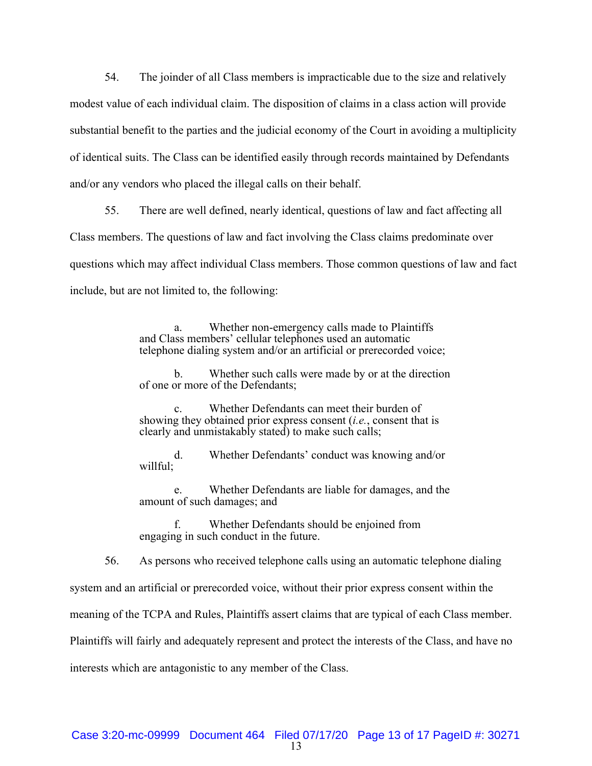54. The joinder of all Class members is impracticable due to the size and relatively modest value of each individual claim. The disposition of claims in a class action will provide substantial benefit to the parties and the judicial economy of the Court in avoiding a multiplicity of identical suits. The Class can be identified easily through records maintained by Defendants and/or any vendors who placed the illegal calls on their behalf.

55. There are well defined, nearly identical, questions of law and fact affecting all Class members. The questions of law and fact involving the Class claims predominate over questions which may affect individual Class members. Those common questions of law and fact include, but are not limited to, the following:

> a. Whether non-emergency calls made to Plaintiffs and Class members' cellular telephones used an automatic telephone dialing system and/or an artificial or prerecorded voice;
>
> b. Whether such calls were made by or at the direction of one or more of the Defendants;
>
> c. Whether Defendants can meet their burden of showing they obtained prior express consent (*i.e.*, consent that is clearly and unmistakably stated) to make such calls;
>
> d. Whether Defendants' conduct was knowing and/or willful;
>
> e. Whether Defendants are liable for damages, and the amount of such damages; and
>
> f. Whether Defendants should be enjoined from engaging in such conduct in the future.

56. As persons who received telephone calls using an automatic telephone dialing system and an artificial or prerecorded voice, without their prior express consent within the meaning of the TCPA and Rules, Plaintiffs assert claims that are typical of each Class member. Plaintiffs will fairly and adequately represent and protect the interests of the Class, and have no interests which are antagonistic to any member of the Class.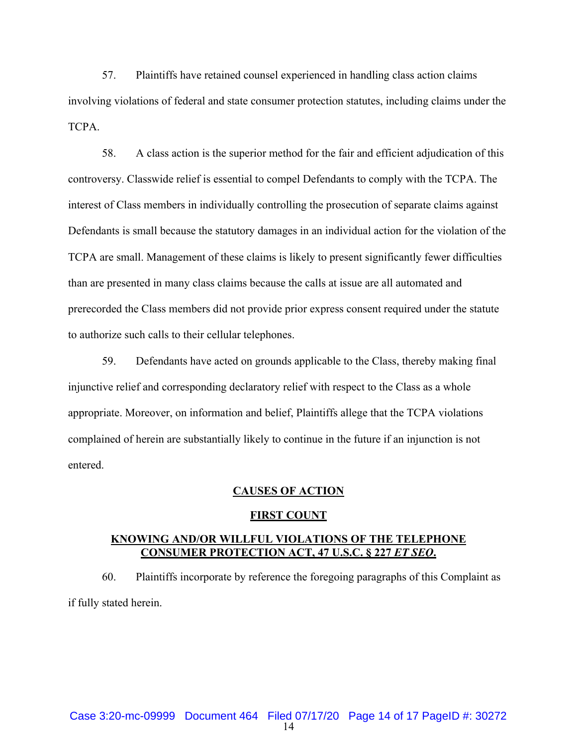57. Plaintiffs have retained counsel experienced in handling class action claims involving violations of federal and state consumer protection statutes, including claims under the TCPA.

58. A class action is the superior method for the fair and efficient adjudication of this controversy. Classwide relief is essential to compel Defendants to comply with the TCPA. The interest of Class members in individually controlling the prosecution of separate claims against Defendants is small because the statutory damages in an individual action for the violation of the TCPA are small. Management of these claims is likely to present significantly fewer difficulties than are presented in many class claims because the calls at issue are all automated and prerecorded the Class members did not provide prior express consent required under the statute to authorize such calls to their cellular telephones.

59. Defendants have acted on grounds applicable to the Class, thereby making final injunctive relief and corresponding declaratory relief with respect to the Class as a whole appropriate. Moreover, on information and belief, Plaintiffs allege that the TCPA violations complained of herein are substantially likely to continue in the future if an injunction is not entered.

## CAUSES OF ACTION

## FIRST COUNT

## KNOWING AND/OR WILLFUL VIOLATIONS OF THE TELEPHONE CONSUMER PROTECTION ACT, 47 U.S.C. § 227 *ET SEQ*.

60. Plaintiffs incorporate by reference the foregoing paragraphs of this Complaint as if fully stated herein.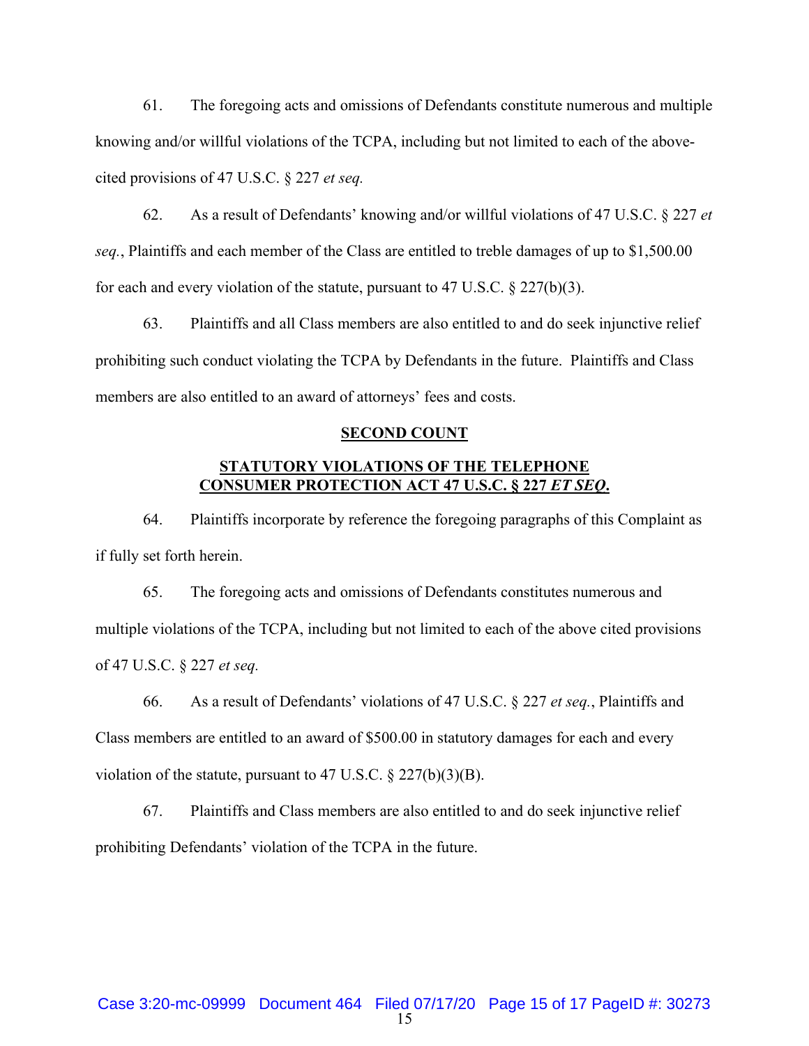61. The foregoing acts and omissions of Defendants constitute numerous and multiple knowing and/or willful violations of the TCPA, including but not limited to each of the above-cited provisions of 47 U.S.C. § 227 *et seq.*

62. As a result of Defendants' knowing and/or willful violations of 47 U.S.C. § 227 *et seq.*, Plaintiffs and each member of the Class are entitled to treble damages of up to $1,500.00 for each and every violation of the statute, pursuant to 47 U.S.C. § 227(b)(3).

63. Plaintiffs and all Class members are also entitled to and do seek injunctive relief prohibiting such conduct violating the TCPA by Defendants in the future. Plaintiffs and Class members are also entitled to an award of attorneys' fees and costs.

## SECOND COUNT

## STATUTORY VIOLATIONS OF THE TELEPHONE CONSUMER PROTECTION ACT 47 U.S.C. § 227 *ET SEQ.*

64. Plaintiffs incorporate by reference the foregoing paragraphs of this Complaint as if fully set forth herein.

65. The foregoing acts and omissions of Defendants constitutes numerous and multiple violations of the TCPA, including but not limited to each of the above cited provisions of 47 U.S.C. § 227 *et seq.*

66. As a result of Defendants' violations of 47 U.S.C. § 227 *et seq.*, Plaintiffs and Class members are entitled to an award of $500.00 in statutory damages for each and every violation of the statute, pursuant to 47 U.S.C. § 227(b)(3)(B).

67. Plaintiffs and Class members are also entitled to and do seek injunctive relief prohibiting Defendants' violation of the TCPA in the future.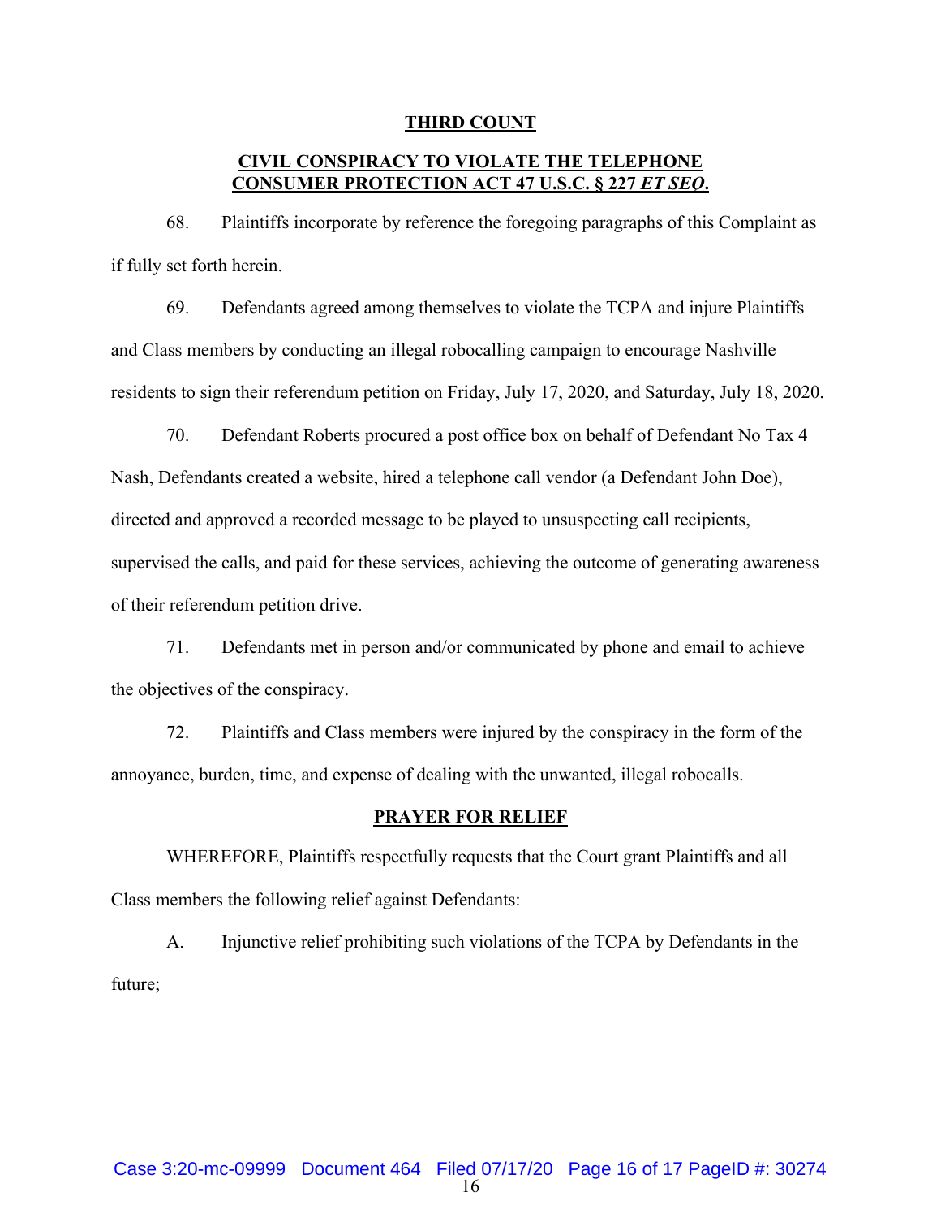## THIRD COUNT

## CIVIL CONSPIRACY TO VIOLATE THE TELEPHONE CONSUMER PROTECTION ACT 47 U.S.C. § 227 *ET SEQ.*

68. Plaintiffs incorporate by reference the foregoing paragraphs of this Complaint as if fully set forth herein.

69. Defendants agreed among themselves to violate the TCPA and injure Plaintiffs and Class members by conducting an illegal robocalling campaign to encourage Nashville residents to sign their referendum petition on Friday, July 17, 2020, and Saturday, July 18, 2020.

70. Defendant Roberts procured a post office box on behalf of Defendant No Tax 4 Nash, Defendants created a website, hired a telephone call vendor (a Defendant John Doe), directed and approved a recorded message to be played to unsuspecting call recipients, supervised the calls, and paid for these services, achieving the outcome of generating awareness of their referendum petition drive.

71. Defendants met in person and/or communicated by phone and email to achieve the objectives of the conspiracy.

72. Plaintiffs and Class members were injured by the conspiracy in the form of the annoyance, burden, time, and expense of dealing with the unwanted, illegal robocalls.

## PRAYER FOR RELIEF

WHEREFORE, Plaintiffs respectfully requests that the Court grant Plaintiffs and all Class members the following relief against Defendants:

A. Injunctive relief prohibiting such violations of the TCPA by Defendants in the future;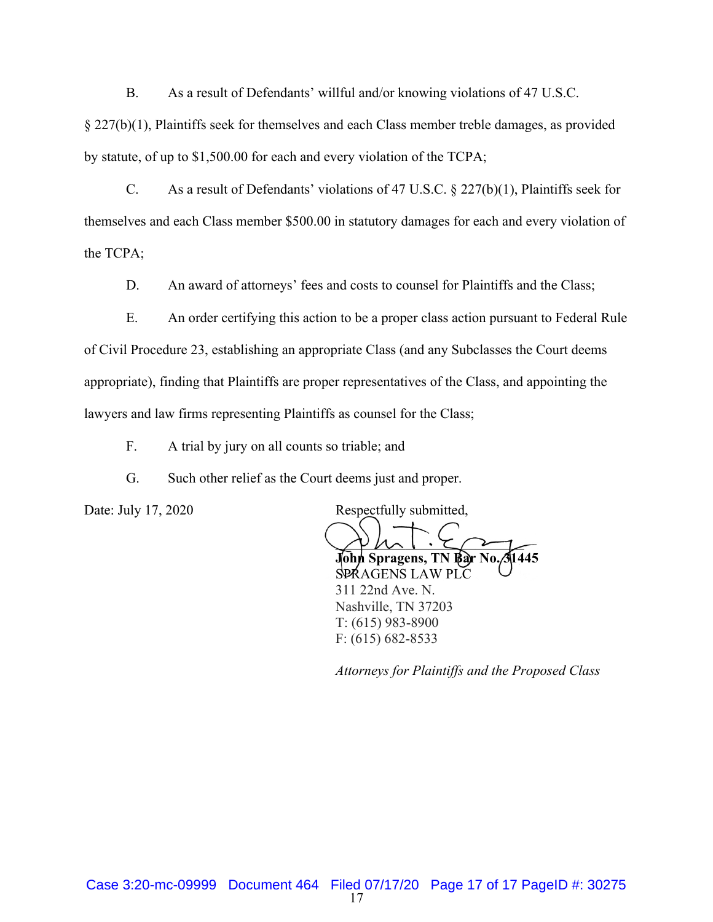B. As a result of Defendants' willful and/or knowing violations of 47 U.S.C. § 227(b)(1), Plaintiffs seek for themselves and each Class member treble damages, as provided by statute, of up to $1,500.00 for each and every violation of the TCPA;

C. As a result of Defendants' violations of 47 U.S.C. § 227(b)(1), Plaintiffs seek for themselves and each Class member $500.00 in statutory damages for each and every violation of the TCPA;

D. An award of attorneys' fees and costs to counsel for Plaintiffs and the Class;

E. An order certifying this action to be a proper class action pursuant to Federal Rule of Civil Procedure 23, establishing an appropriate Class (and any Subclasses the Court deems appropriate), finding that Plaintiffs are proper representatives of the Class, and appointing the lawyers and law firms representing Plaintiffs as counsel for the Class;

F. A trial by jury on all counts so triable; and

G. Such other relief as the Court deems just and proper.

Date: July 17, 2020

Respectfully submitted,

**John Spragens, TN Bar No. 31445**
SPRAGENS LAW PLC
311 22nd Ave. N.
Nashville, TN 37203
T: (615) 983-8900
F: (615) 682-8533

*Attorneys for Plaintiffs and the Proposed Class*